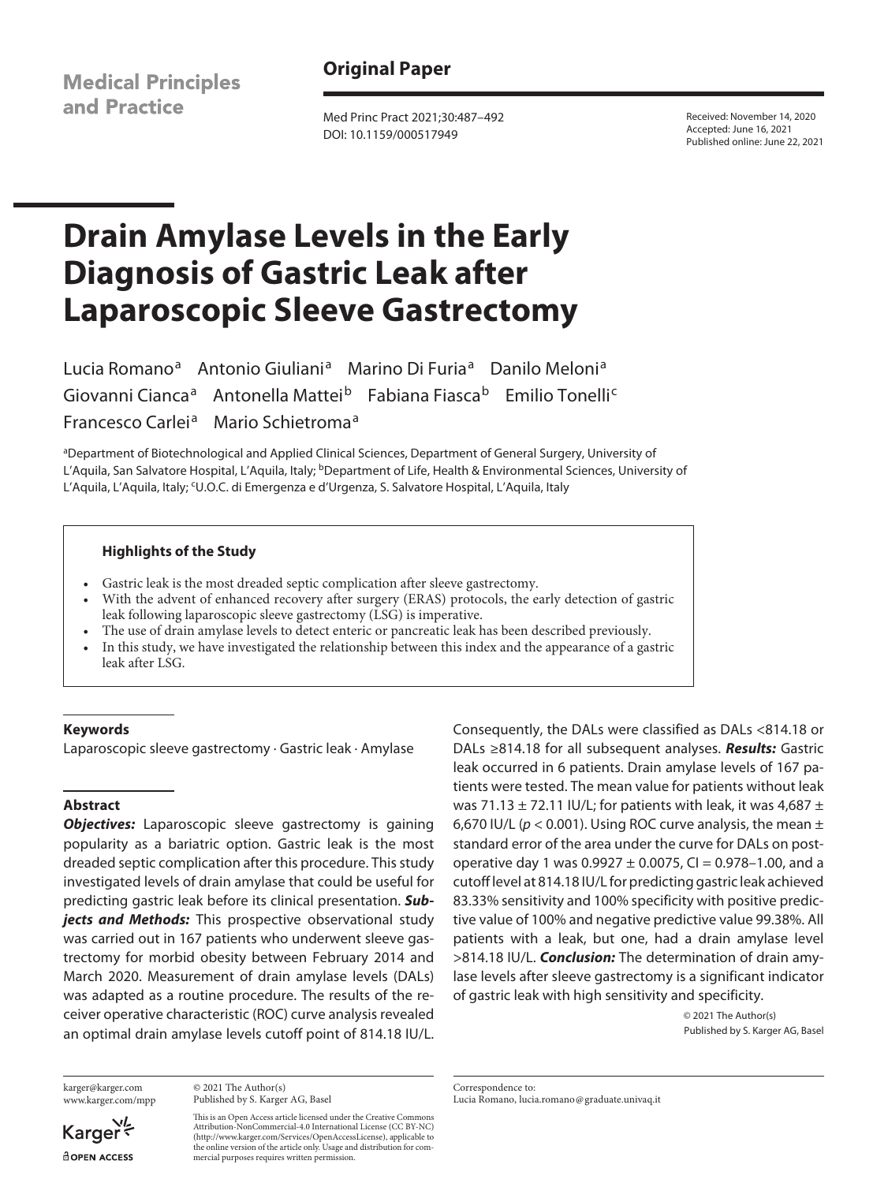Original Paper

Received: November 14, 2020
Accepted: June 16, 2021
Published online: June 22, 2021

# Drain Amylase Levels in the Early Diagnosis of Gastric Leak after Laparoscopic Sleeve Gastrectomy

Lucia Romano[a] Antonio Giuliani[a] Marino Di Furia[a] Danilo Meloni[a] Giovanni Cianca[a] Antonella Mattei[b] Fabiana Fiasca[b] Emilio Tonelli[c] Francesco Carlei[a] Mario Schietroma[a]

[a]Department of Biotechnological and Applied Clinical Sciences, Department of General Surgery, University of L'Aquila, San Salvatore Hospital, L'Aquila, Italy; [b]Department of Life, Health & Environmental Sciences, University of L'Aquila, L'Aquila, Italy; [c]U.O.C. di Emergenza e d'Urgenza, S. Salvatore Hospital, L'Aquila, Italy

### Highlights of the Study

- Gastric leak is the most dreaded septic complication after sleeve gastrectomy.
- With the advent of enhanced recovery after surgery (ERAS) protocols, the early detection of gastric leak following laparoscopic sleeve gastrectomy (LSG) is imperative.
- The use of drain amylase levels to detect enteric or pancreatic leak has been described previously.
- In this study, we have investigated the relationship between this index and the appearance of a gastric leak after LSG.

## Keywords

Laparoscopic sleeve gastrectomy · Gastric leak · Amylase

## Abstract

***Objectives:*** Laparoscopic sleeve gastrectomy is gaining popularity as a bariatric option. Gastric leak is the most dreaded septic complication after this procedure. This study investigated levels of drain amylase that could be useful for predicting gastric leak before its clinical presentation. ***Subjects and Methods:*** This prospective observational study was carried out in 167 patients who underwent sleeve gastrectomy for morbid obesity between February 2014 and March 2020. Measurement of drain amylase levels (DALs) was adapted as a routine procedure. The results of the receiver operative characteristic (ROC) curve analysis revealed an optimal drain amylase levels cutoff point of 814.18 IU/L. Consequently, the DALs were classified as DALs <814.18 or DALs ≥814.18 for all subsequent analyses. ***Results:*** Gastric leak occurred in 6 patients. Drain amylase levels of 167 patients were tested. The mean value for patients without leak was 71.13 ± 72.11 IU/L; for patients with leak, it was 4,687 ± 6,670 IU/L ($p < 0.001$). Using ROC curve analysis, the mean ± standard error of the area under the curve for DALs on postoperative day 1 was 0.9927 ± 0.0075, CI = 0.978–1.00, and a cutoff level at 814.18 IU/L for predicting gastric leak achieved 83.33% sensitivity and 100% specificity with positive predictive value of 100% and negative predictive value 99.38%. All patients with a leak, but one, had a drain amylase level >814.18 IU/L. ***Conclusion:*** The determination of drain amylase levels after sleeve gastrectomy is a significant indicator of gastric leak with high sensitivity and specificity.

© 2021 The Author(s)
Published by S. Karger AG, Basel

karger@karger.com
www.karger.com/mpp

© 2021 The Author(s)
Published by S. Karger AG, Basel

This is an Open Access article licensed under the Creative Commons Attribution-NonCommercial-4.0 International License (CC BY-NC) (http://www.karger.com/Services/OpenAccessLicense), applicable to the online version of the article only. Usage and distribution for commercial purposes requires written permission.

Correspondence to:
Lucia Romano, lucia.romano@graduate.univaq.it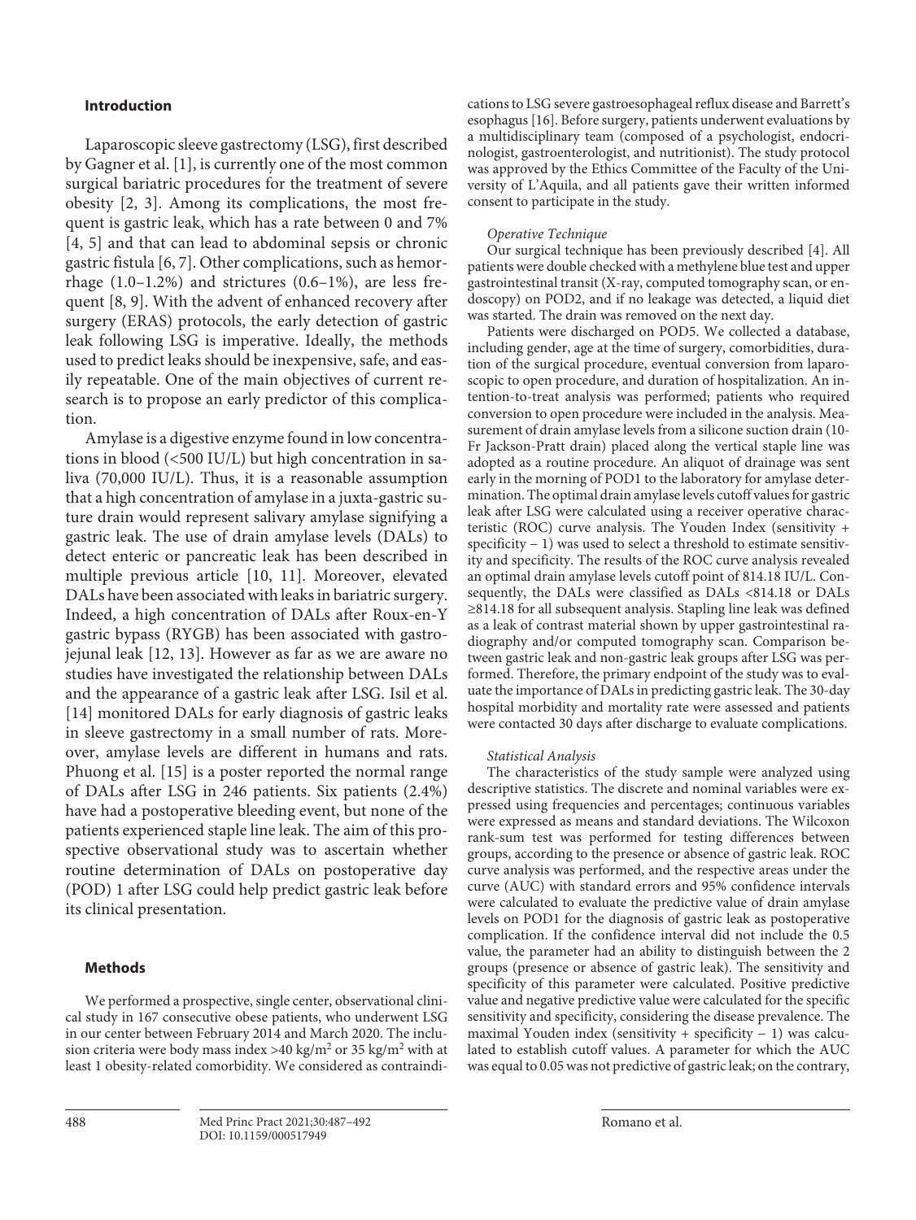## Introduction

Laparoscopic sleeve gastrectomy (LSG), first described by Gagner et al. [1], is currently one of the most common surgical bariatric procedures for the treatment of severe obesity [2, 3]. Among its complications, the most frequent is gastric leak, which has a rate between 0 and 7% [4, 5] and that can lead to abdominal sepsis or chronic gastric fistula [6, 7]. Other complications, such as hemorrhage (1.0–1.2%) and strictures (0.6–1%), are less frequent [8, 9]. With the advent of enhanced recovery after surgery (ERAS) protocols, the early detection of gastric leak following LSG is imperative. Ideally, the methods used to predict leaks should be inexpensive, safe, and easily repeatable. One of the main objectives of current research is to propose an early predictor of this complication.

Amylase is a digestive enzyme found in low concentrations in blood (<500 IU/L) but high concentration in saliva (70,000 IU/L). Thus, it is a reasonable assumption that a high concentration of amylase in a juxta-gastric suture drain would represent salivary amylase signifying a gastric leak. The use of drain amylase levels (DALs) to detect enteric or pancreatic leak has been described in multiple previous article [10, 11]. Moreover, elevated DALs have been associated with leaks in bariatric surgery. Indeed, a high concentration of DALs after Roux-en-Y gastric bypass (RYGB) has been associated with gastrojejunal leak [12, 13]. However as far as we are aware no studies have investigated the relationship between DALs and the appearance of a gastric leak after LSG. Isil et al. [14] monitored DALs for early diagnosis of gastric leaks in sleeve gastrectomy in a small number of rats. Moreover, amylase levels are different in humans and rats. Phuong et al. [15] is a poster reported the normal range of DALs after LSG in 246 patients. Six patients (2.4%) have had a postoperative bleeding event, but none of the patients experienced staple line leak. The aim of this prospective observational study was to ascertain whether routine determination of DALs on postoperative day (POD) 1 after LSG could help predict gastric leak before its clinical presentation.

## Methods

We performed a prospective, single center, observational clinical study in 167 consecutive obese patients, who underwent LSG in our center between February 2014 and March 2020. The inclusion criteria were body mass index >40 kg/m$^2$ or 35 kg/m$^2$ with at least 1 obesity-related comorbidity. We considered as contraindications to LSG severe gastroesophageal reflux disease and Barrett's esophagus [16]. Before surgery, patients underwent evaluations by a multidisciplinary team (composed of a psychologist, endocrinologist, gastroenterologist, and nutritionist). The study protocol was approved by the Ethics Committee of the Faculty of the University of L'Aquila, and all patients gave their written informed consent to participate in the study.

*Operative Technique*

Our surgical technique has been previously described [4]. All patients were double checked with a methylene blue test and upper gastrointestinal transit (X-ray, computed tomography scan, or endoscopy) on POD2, and if no leakage was detected, a liquid diet was started. The drain was removed on the next day.

Patients were discharged on POD5. We collected a database, including gender, age at the time of surgery, comorbidities, duration of the surgical procedure, eventual conversion from laparoscopic to open procedure, and duration of hospitalization. An intention-to-treat analysis was performed; patients who required conversion to open procedure were included in the analysis. Measurement of drain amylase levels from a silicone suction drain (10-Fr Jackson-Pratt drain) placed along the vertical staple line was adopted as a routine procedure. An aliquot of drainage was sent early in the morning of POD1 to the laboratory for amylase determination. The optimal drain amylase levels cutoff values for gastric leak after LSG were calculated using a receiver operative characteristic (ROC) curve analysis. The Youden Index (sensitivity + specificity – 1) was used to select a threshold to estimate sensitivity and specificity. The results of the ROC curve analysis revealed an optimal drain amylase levels cutoff point of 814.18 IU/L. Consequently, the DALs were classified as DALs <814.18 or DALs ≥814.18 for all subsequent analysis. Stapling line leak was defined as a leak of contrast material shown by upper gastrointestinal radiography and/or computed tomography scan. Comparison between gastric leak and non-gastric leak groups after LSG was performed. Therefore, the primary endpoint of the study was to evaluate the importance of DALs in predicting gastric leak. The 30-day hospital morbidity and mortality rate were assessed and patients were contacted 30 days after discharge to evaluate complications.

*Statistical Analysis*

The characteristics of the study sample were analyzed using descriptive statistics. The discrete and nominal variables were expressed using frequencies and percentages; continuous variables were expressed as means and standard deviations. The Wilcoxon rank-sum test was performed for testing differences between groups, according to the presence or absence of gastric leak. ROC curve analysis was performed, and the respective areas under the curve (AUC) with standard errors and 95% confidence intervals were calculated to evaluate the predictive value of drain amylase levels on POD1 for the diagnosis of gastric leak as postoperative complication. If the confidence interval did not include the 0.5 value, the parameter had an ability to distinguish between the 2 groups (presence or absence of gastric leak). The sensitivity and specificity of this parameter were calculated. Positive predictive value and negative predictive value were calculated for the specific sensitivity and specificity, considering the disease prevalence. The maximal Youden index (sensitivity + specificity – 1) was calculated to establish cutoff values. A parameter for which the AUC was equal to 0.05 was not predictive of gastric leak; on the contrary,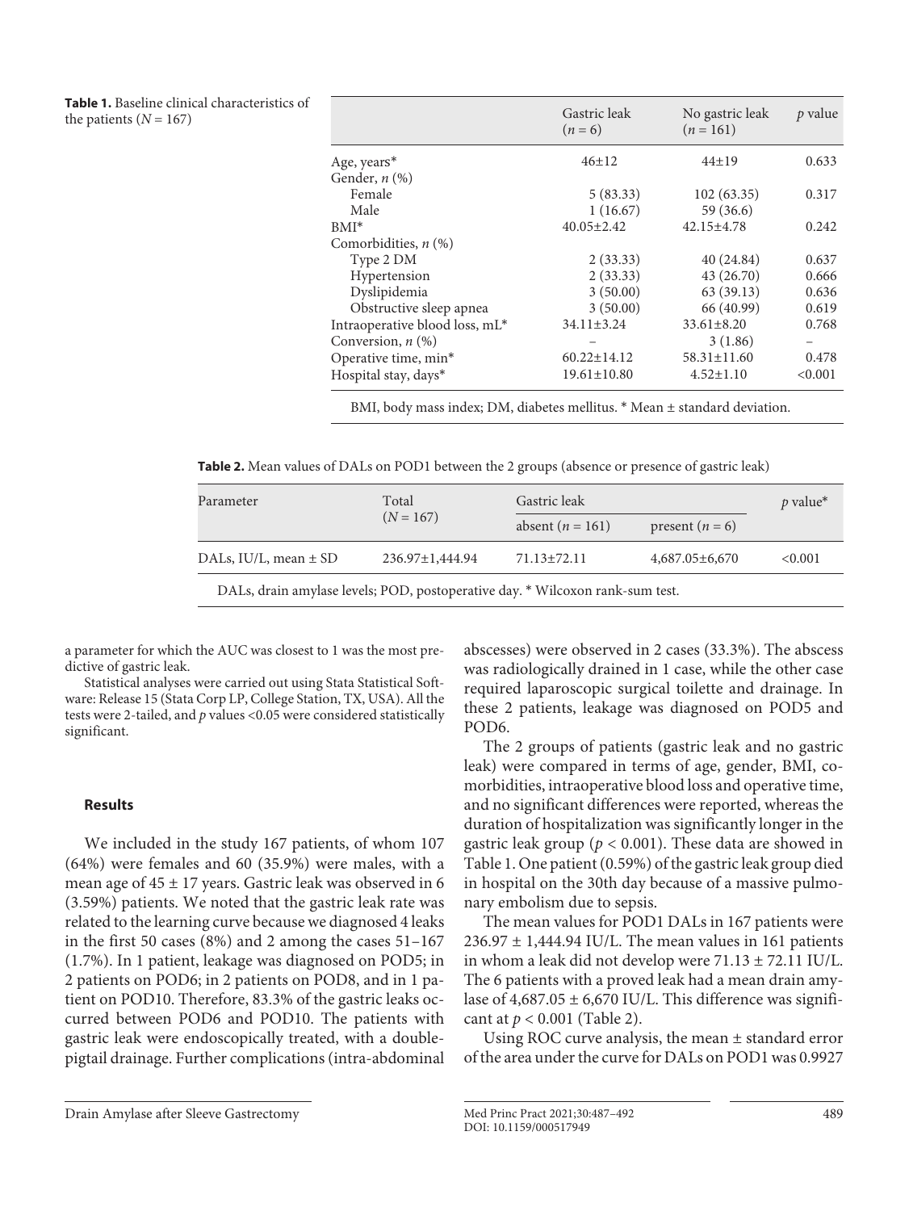**Table 1.** Baseline clinical characteristics of the patients ($N = 167$)

| | Gastric leak ($n = 6$) | No gastric leak ($n = 161$) | $p$ value |
|---|---|---|---|
| Age, years* | 46±12 | 44±19 | 0.633 |
| Gender, $n$ (%) | | | |
| Female | 5 (83.33) | 102 (63.35) | 0.317 |
| Male | 1 (16.67) | 59 (36.6) | |
| BMI* | 40.05±2.42 | 42.15±4.78 | 0.242 |
| Comorbidities, $n$ (%) | | | |
| Type 2 DM | 2 (33.33) | 40 (24.84) | 0.637 |
| Hypertension | 2 (33.33) | 43 (26.70) | 0.666 |
| Dyslipidemia | 3 (50.00) | 63 (39.13) | 0.636 |
| Obstructive sleep apnea | 3 (50.00) | 66 (40.99) | 0.619 |
| Intraoperative blood loss, mL* | 34.11±3.24 | 33.61±8.20 | 0.768 |
| Conversion, $n$ (%) | – | 3 (1.86) | – |
| Operative time, min* | 60.22±14.12 | 58.31±11.60 | 0.478 |
| Hospital stay, days* | 19.61±10.80 | 4.52±1.10 | <0.001 |

BMI, body mass index; DM, diabetes mellitus. * Mean ± standard deviation.

**Table 2.** Mean values of DALs on POD1 between the 2 groups (absence or presence of gastric leak)

| Parameter | Total ($N = 167$) | Gastric leak | | $p$ value* |
|---|---|---|---|---|
| | | absent ($n = 161$) | present ($n = 6$) | |
| DALs, IU/L, mean ± SD | 236.97±1,444.94 | 71.13±72.11 | 4,687.05±6,670 | <0.001 |

DALs, drain amylase levels; POD, postoperative day. * Wilcoxon rank-sum test.

a parameter for which the AUC was closest to 1 was the most predictive of gastric leak.

Statistical analyses were carried out using Stata Statistical Software: Release 15 (Stata Corp LP, College Station, TX, USA). All the tests were 2-tailed, and $p$ values <0.05 were considered statistically significant.

## Results

We included in the study 167 patients, of whom 107 (64%) were females and 60 (35.9%) were males, with a mean age of 45 ± 17 years. Gastric leak was observed in 6 (3.59%) patients. We noted that the gastric leak rate was related to the learning curve because we diagnosed 4 leaks in the first 50 cases (8%) and 2 among the cases 51–167 (1.7%). In 1 patient, leakage was diagnosed on POD5; in 2 patients on POD6; in 2 patients on POD8, and in 1 patient on POD10. Therefore, 83.3% of the gastric leaks occurred between POD6 and POD10. The patients with gastric leak were endoscopically treated, with a double-pigtail drainage. Further complications (intra-abdominal abscesses) were observed in 2 cases (33.3%). The abscess was radiologically drained in 1 case, while the other case required laparoscopic surgical toilette and drainage. In these 2 patients, leakage was diagnosed on POD5 and POD6.

The 2 groups of patients (gastric leak and no gastric leak) were compared in terms of age, gender, BMI, comorbidities, intraoperative blood loss and operative time, and no significant differences were reported, whereas the duration of hospitalization was significantly longer in the gastric leak group ($p < 0.001$). These data are showed in Table 1. One patient (0.59%) of the gastric leak group died in hospital on the 30th day because of a massive pulmonary embolism due to sepsis.

The mean values for POD1 DALs in 167 patients were 236.97 ± 1,444.94 IU/L. The mean values in 161 patients in whom a leak did not develop were 71.13 ± 72.11 IU/L. The 6 patients with a proved leak had a mean drain amylase of 4,687.05 ± 6,670 IU/L. This difference was significant at $p < 0.001$ (Table 2).

Using ROC curve analysis, the mean ± standard error of the area under the curve for DALs on POD1 was 0.9927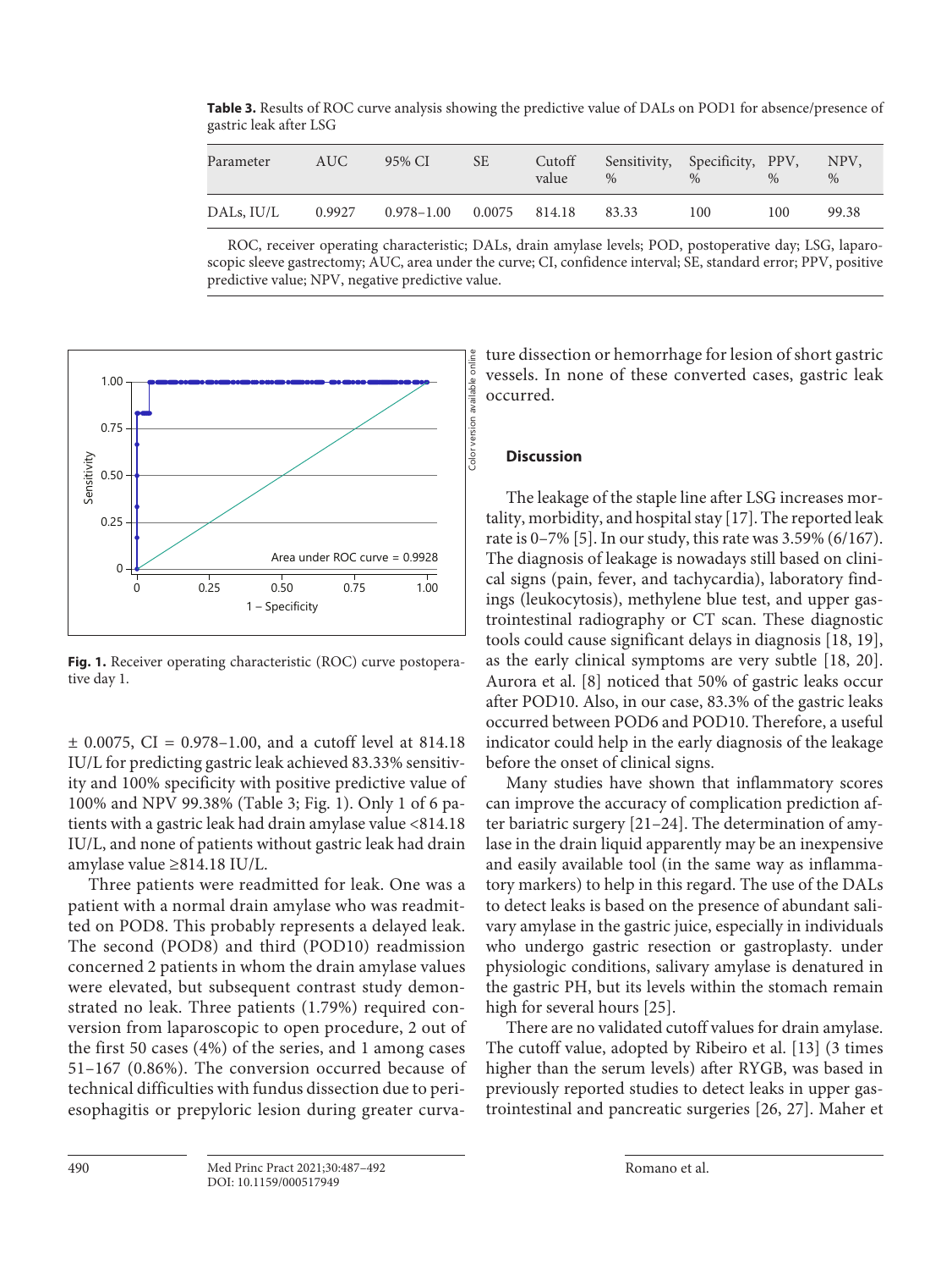**Table 3.** Results of ROC curve analysis showing the predictive value of DALs on POD1 for absence/presence of gastric leak after LSG

| Parameter | AUC | 95% CI | SE | Cutoff value | Sensitivity, % | Specificity, % | PPV, % | NPV, % |
|---|---|---|---|---|---|---|---|---|
| DALs, IU/L | 0.9927 | 0.978–1.00 | 0.0075 | 814.18 | 83.33 | 100 | 100 | 99.38 |

ROC, receiver operating characteristic; DALs, drain amylase levels; POD, postoperative day; LSG, laparoscopic sleeve gastrectomy; AUC, area under the curve; CI, confidence interval; SE, standard error; PPV, positive predictive value; NPV, negative predictive value.

**Fig. 1.** Receiver operating characteristic (ROC) curve postoperative day 1.

± 0.0075, CI = 0.978–1.00, and a cutoff level at 814.18 IU/L for predicting gastric leak achieved 83.33% sensitivity and 100% specificity with positive predictive value of 100% and NPV 99.38% (Table 3; Fig. 1). Only 1 of 6 patients with a gastric leak had drain amylase value <814.18 IU/L, and none of patients without gastric leak had drain amylase value ≥814.18 IU/L.

Three patients were readmitted for leak. One was a patient with a normal drain amylase who was readmitted on POD8. This probably represents a delayed leak. The second (POD8) and third (POD10) readmission concerned 2 patients in whom the drain amylase values were elevated, but subsequent contrast study demonstrated no leak. Three patients (1.79%) required conversion from laparoscopic to open procedure, 2 out of the first 50 cases (4%) of the series, and 1 among cases 51–167 (0.86%). The conversion occurred because of technical difficulties with fundus dissection due to periesophagitis or prepyloric lesion during greater curvature dissection or hemorrhage for lesion of short gastric vessels. In none of these converted cases, gastric leak occurred.

## Discussion

The leakage of the staple line after LSG increases mortality, morbidity, and hospital stay [17]. The reported leak rate is 0–7% [5]. In our study, this rate was 3.59% (6/167). The diagnosis of leakage is nowadays still based on clinical signs (pain, fever, and tachycardia), laboratory findings (leukocytosis), methylene blue test, and upper gastrointestinal radiography or CT scan. These diagnostic tools could cause significant delays in diagnosis [18, 19], as the early clinical symptoms are very subtle [18, 20]. Aurora et al. [8] noticed that 50% of gastric leaks occur after POD10. Also, in our case, 83.3% of the gastric leaks occurred between POD6 and POD10. Therefore, a useful indicator could help in the early diagnosis of the leakage before the onset of clinical signs.

Many studies have shown that inflammatory scores can improve the accuracy of complication prediction after bariatric surgery [21–24]. The determination of amylase in the drain liquid apparently may be an inexpensive and easily available tool (in the same way as inflammatory markers) to help in this regard. The use of the DALs to detect leaks is based on the presence of abundant salivary amylase in the gastric juice, especially in individuals who undergo gastric resection or gastroplasty. under physiologic conditions, salivary amylase is denatured in the gastric PH, but its levels within the stomach remain high for several hours [25].

There are no validated cutoff values for drain amylase. The cutoff value, adopted by Ribeiro et al. [13] (3 times higher than the serum levels) after RYGB, was based in previously reported studies to detect leaks in upper gastrointestinal and pancreatic surgeries [26, 27]. Maher et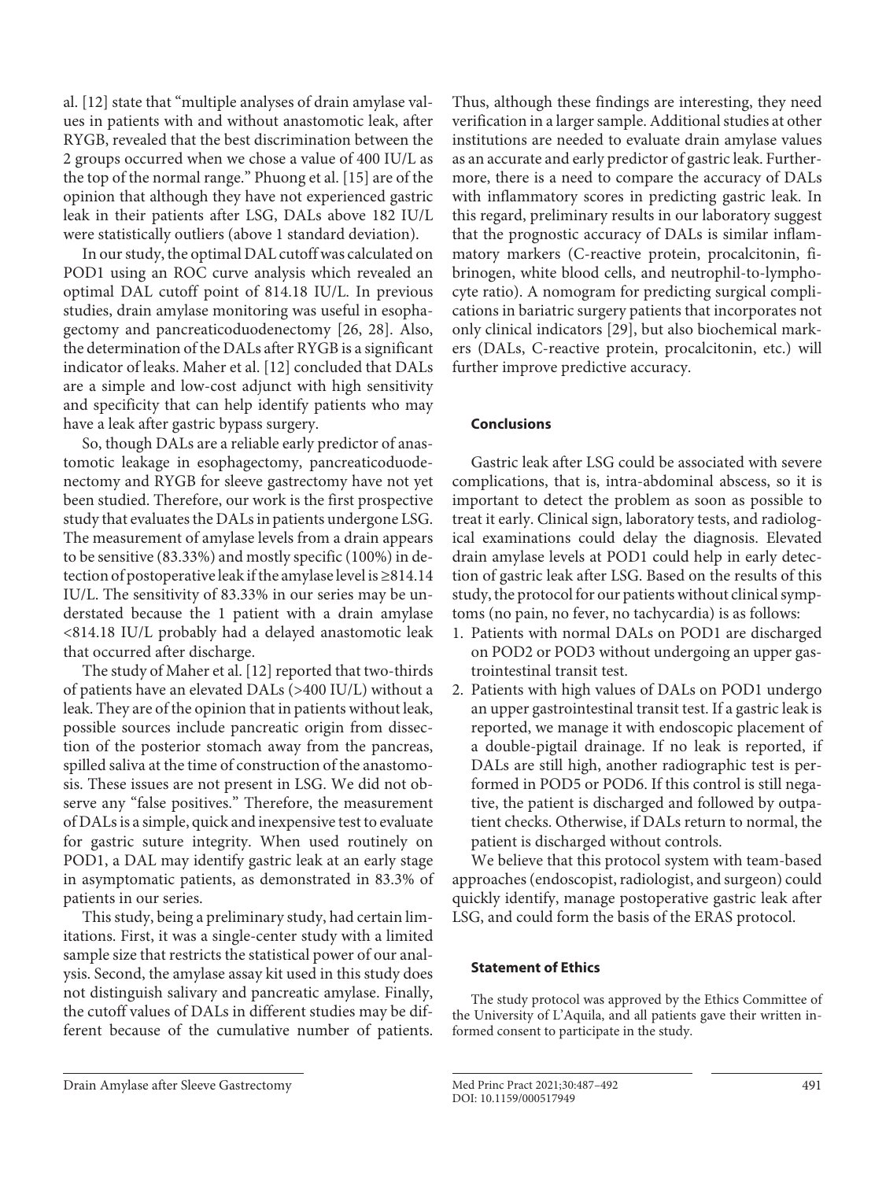al. [12] state that "multiple analyses of drain amylase values in patients with and without anastomotic leak, after RYGB, revealed that the best discrimination between the 2 groups occurred when we chose a value of 400 IU/L as the top of the normal range." Phuong et al. [15] are of the opinion that although they have not experienced gastric leak in their patients after LSG, DALs above 182 IU/L were statistically outliers (above 1 standard deviation).

In our study, the optimal DAL cutoff was calculated on POD1 using an ROC curve analysis which revealed an optimal DAL cutoff point of 814.18 IU/L. In previous studies, drain amylase monitoring was useful in esophagectomy and pancreaticoduodenectomy [26, 28]. Also, the determination of the DALs after RYGB is a significant indicator of leaks. Maher et al. [12] concluded that DALs are a simple and low-cost adjunct with high sensitivity and specificity that can help identify patients who may have a leak after gastric bypass surgery.

So, though DALs are a reliable early predictor of anastomotic leakage in esophagectomy, pancreaticoduodenectomy and RYGB for sleeve gastrectomy have not yet been studied. Therefore, our work is the first prospective study that evaluates the DALs in patients undergone LSG. The measurement of amylase levels from a drain appears to be sensitive (83.33%) and mostly specific (100%) in detection of postoperative leak if the amylase level is ≥814.14 IU/L. The sensitivity of 83.33% in our series may be understated because the 1 patient with a drain amylase <814.18 IU/L probably had a delayed anastomotic leak that occurred after discharge.

The study of Maher et al. [12] reported that two-thirds of patients have an elevated DALs (>400 IU/L) without a leak. They are of the opinion that in patients without leak, possible sources include pancreatic origin from dissection of the posterior stomach away from the pancreas, spilled saliva at the time of construction of the anastomosis. These issues are not present in LSG. We did not observe any "false positives." Therefore, the measurement of DALs is a simple, quick and inexpensive test to evaluate for gastric suture integrity. When used routinely on POD1, a DAL may identify gastric leak at an early stage in asymptomatic patients, as demonstrated in 83.3% of patients in our series.

This study, being a preliminary study, had certain limitations. First, it was a single-center study with a limited sample size that restricts the statistical power of our analysis. Second, the amylase assay kit used in this study does not distinguish salivary and pancreatic amylase. Finally, the cutoff values of DALs in different studies may be different because of the cumulative number of patients. Thus, although these findings are interesting, they need verification in a larger sample. Additional studies at other institutions are needed to evaluate drain amylase values as an accurate and early predictor of gastric leak. Furthermore, there is a need to compare the accuracy of DALs with inflammatory scores in predicting gastric leak. In this regard, preliminary results in our laboratory suggest that the prognostic accuracy of DALs is similar inflammatory markers (C-reactive protein, procalcitonin, fibrinogen, white blood cells, and neutrophil-to-lymphocyte ratio). A nomogram for predicting surgical complications in bariatric surgery patients that incorporates not only clinical indicators [29], but also biochemical markers (DALs, C-reactive protein, procalcitonin, etc.) will further improve predictive accuracy.

## Conclusions

Gastric leak after LSG could be associated with severe complications, that is, intra-abdominal abscess, so it is important to detect the problem as soon as possible to treat it early. Clinical sign, laboratory tests, and radiological examinations could delay the diagnosis. Elevated drain amylase levels at POD1 could help in early detection of gastric leak after LSG. Based on the results of this study, the protocol for our patients without clinical symptoms (no pain, no fever, no tachycardia) is as follows:

1. Patients with normal DALs on POD1 are discharged on POD2 or POD3 without undergoing an upper gastrointestinal transit test.
2. Patients with high values of DALs on POD1 undergo an upper gastrointestinal transit test. If a gastric leak is reported, we manage it with endoscopic placement of a double-pigtail drainage. If no leak is reported, if DALs are still high, another radiographic test is performed in POD5 or POD6. If this control is still negative, the patient is discharged and followed by outpatient checks. Otherwise, if DALs return to normal, the patient is discharged without controls.

We believe that this protocol system with team-based approaches (endoscopist, radiologist, and surgeon) could quickly identify, manage postoperative gastric leak after LSG, and could form the basis of the ERAS protocol.

## Statement of Ethics

The study protocol was approved by the Ethics Committee of the University of L'Aquila, and all patients gave their written informed consent to participate in the study.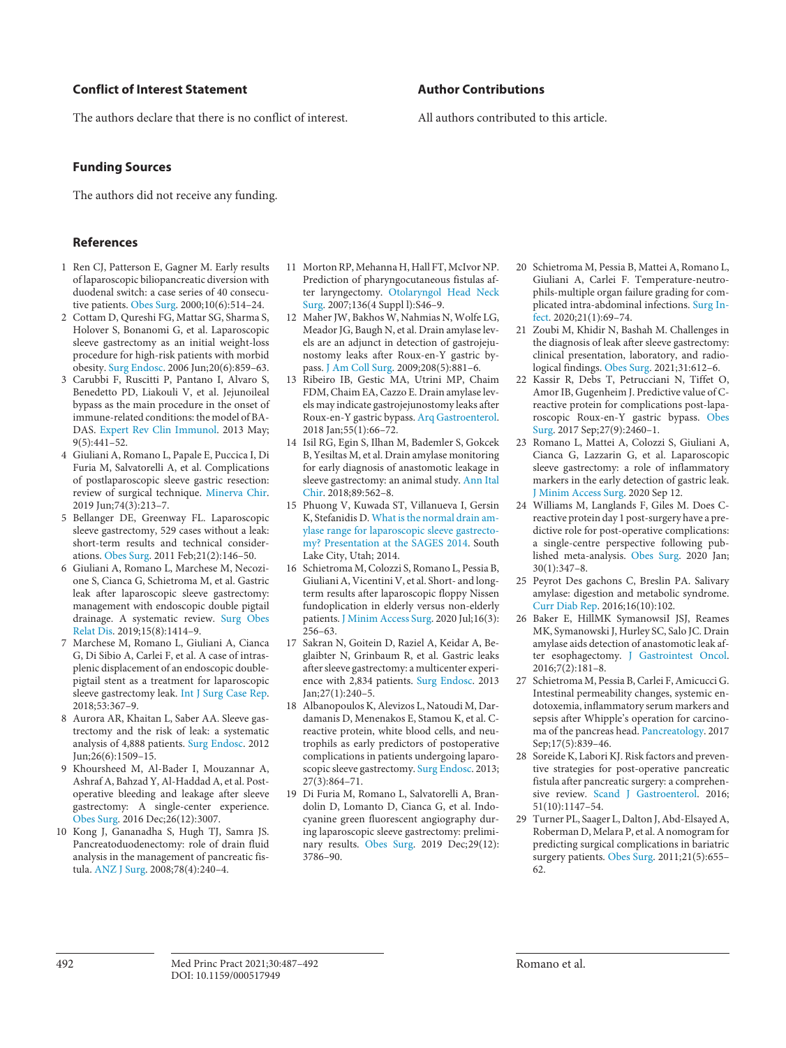## Conflict of Interest Statement

The authors declare that there is no conflict of interest.

## Funding Sources

The authors did not receive any funding.

## Author Contributions

All authors contributed to this article.

## References

1. Ren CJ, Patterson E, Gagner M. Early results of laparoscopic biliopancreatic diversion with duodenal switch: a case series of 40 consecutive patients. Obes Surg. 2000;10(6):514–24.
2. Cottam D, Qureshi FG, Mattar SG, Sharma S, Holover S, Bonanomi G, et al. Laparoscopic sleeve gastrectomy as an initial weight-loss procedure for high-risk patients with morbid obesity. Surg Endosc. 2006 Jun;20(6):859–63.
3. Carubbi F, Ruscitti P, Pantano I, Alvaro S, Benedetto PD, Liakouli V, et al. Jejunoileal bypass as the main procedure in the onset of immune-related conditions: the model of BADAS. Expert Rev Clin Immunol. 2013 May;9(5):441–52.
4. Giuliani A, Romano L, Papale E, Puccica I, Di Furia M, Salvatorelli A, et al. Complications of postlaparoscopic sleeve gastric resection: review of surgical technique. Minerva Chir. 2019 Jun;74(3):213–7.
5. Bellanger DE, Greenway FL. Laparoscopic sleeve gastrectomy, 529 cases without a leak: short-term results and technical considerations. Obes Surg. 2011 Feb;21(2):146–50.
6. Giuliani A, Romano L, Marchese M, Necozione S, Cianca G, Schietroma M, et al. Gastric leak after laparoscopic sleeve gastrectomy: management with endoscopic double pigtail drainage. A systematic review. Surg Obes Relat Dis. 2019;15(8):1414–9.
7. Marchese M, Romano L, Giuliani A, Cianca G, Di Sibio A, Carlei F, et al. A case of intrasplenic displacement of an endoscopic double-pigtail stent as a treatment for laparoscopic sleeve gastrectomy leak. Int J Surg Case Rep. 2018;53:367–9.
8. Aurora AR, Khaitan L, Saber AA. Sleeve gastrectomy and the risk of leak: a systematic analysis of 4,888 patients. Surg Endosc. 2012 Jun;26(6):1509–15.
9. Khoursheed M, Al-Bader I, Mouzannar A, Ashraf A, Bahzad Y, Al-Haddad A, et al. Postoperative bleeding and leakage after sleeve gastrectomy: A single-center experience. Obes Surg. 2016 Dec;26(12):3007.
10. Kong J, Gananadha S, Hugh TJ, Samra JS. Pancreatoduodenectomy: role of drain fluid analysis in the management of pancreatic fistula. ANZ J Surg. 2008;78(4):240–4.
11. Morton RP, Mehanna H, Hall FT, McIvor NP. Prediction of pharyngocutaneous fistulas after laryngectomy. Otolaryngol Head Neck Surg. 2007;136(4 Suppl l):S46–9.
12. Maher JW, Bakhos W, Nahmias N, Wolfe LG, Meador JG, Baugh N, et al. Drain amylase levels are an adjunct in detection of gastrojejunostomy leaks after Roux-en-Y gastric bypass. J Am Coll Surg. 2009;208(5):881–6.
13. Ribeiro IB, Gestic MA, Utrini MP, Chaim FDM, Chaim EA, Cazzo E. Drain amylase levels may indicate gastrojejunostomy leaks after Roux-en-Y gastric bypass. Arq Gastroenterol. 2018 Jan;55(1):66–72.
14. Isil RG, Egin S, Ilhan M, Bademler S, Gokcek B, Yesiltas M, et al. Drain amylase monitoring for early diagnosis of anastomotic leakage in sleeve gastrectomy: an animal study. Ann Ital Chir. 2018;89:562–8.
15. Phuong V, Kuwada ST, Villanueva I, Gersin K, Stefanidis D. What is the normal drain amylase range for laparoscopic sleeve gastrectomy? Presentation at the SAGES 2014. South Lake City, Utah; 2014.
16. Schietroma M, Colozzi S, Romano L, Pessia B, Giuliani A, Vicentini V, et al. Short- and long-term results after laparoscopic floppy Nissen fundoplication in elderly versus non-elderly patients. J Minim Access Surg. 2020 Jul;16(3):256–63.
17. Sakran N, Goitein D, Raziel A, Keidar A, Beglaibter N, Grinbaum R, et al. Gastric leaks after sleeve gastrectomy: a multicenter experience with 2,834 patients. Surg Endosc. 2013 Jan;27(1):240–5.
18. Albanopoulos K, Alevizos L, Natoudi M, Dardamanis D, Menenakos E, Stamou K, et al. C-reactive protein, white blood cells, and neutrophils as early predictors of postoperative complications in patients undergoing laparoscopic sleeve gastrectomy. Surg Endosc. 2013;27(3):864–71.
19. Di Furia M, Romano L, Salvatorelli A, Brandolin D, Lomanto D, Cianca G, et al. Indocyanine green fluorescent angiography during laparoscopic sleeve gastrectomy: preliminary results. Obes Surg. 2019 Dec;29(12):3786–90.
20. Schietroma M, Pessia B, Mattei A, Romano L, Giuliani A, Carlei F. Temperature-neutrophils-multiple organ failure grading for complicated intra-abdominal infections. Surg Infect. 2020;21(1):69–74.
21. Zoubi M, Khidir N, Bashah M. Challenges in the diagnosis of leak after sleeve gastrectomy: clinical presentation, laboratory, and radiological findings. Obes Surg. 2021;31:612–6.
22. Kassir R, Debs T, Petrucciani N, Tiffet O, Amor IB, Gugenheim J. Predictive value of C-reactive protein for complications post-laparoscopic Roux-en-Y gastric bypass. Obes Surg. 2017 Sep;27(9):2460–1.
23. Romano L, Mattei A, Colozzi S, Giuliani A, Cianca G, Lazzarin G, et al. Laparoscopic sleeve gastrectomy: a role of inflammatory markers in the early detection of gastric leak. J Minim Access Surg. 2020 Sep 12.
24. Williams M, Langlands F, Giles M. Does C-reactive protein day 1 post-surgery have a predictive role for post-operative complications: a single-centre perspective following published meta-analysis. Obes Surg. 2020 Jan;30(1):347–8.
25. Peyrot Des gachons C, Breslin PA. Salivary amylase: digestion and metabolic syndrome. Curr Diab Rep. 2016;16(10):102.
26. Baker E, HillMK SymanowsiI JSJ, Reames MK, Symanowski J, Hurley SC, Salo JC. Drain amylase aids detection of anastomotic leak after esophagectomy. J Gastrointest Oncol. 2016;7(2):181–8.
27. Schietroma M, Pessia B, Carlei F, Amicucci G. Intestinal permeability changes, systemic endotoxemia, inflammatory serum markers and sepsis after Whipple's operation for carcinoma of the pancreas head. Pancreatology. 2017 Sep;17(5):839–46.
28. Soreide K, Labori KJ. Risk factors and preventive strategies for post-operative pancreatic fistula after pancreatic surgery: a comprehensive review. Scand J Gastroenterol. 2016;51(10):1147–54.
29. Turner PL, Saager L, Dalton J, Abd-Elsayed A, Roberman D, Melara P, et al. A nomogram for predicting surgical complications in bariatric surgery patients. Obes Surg. 2011;21(5):655–62.